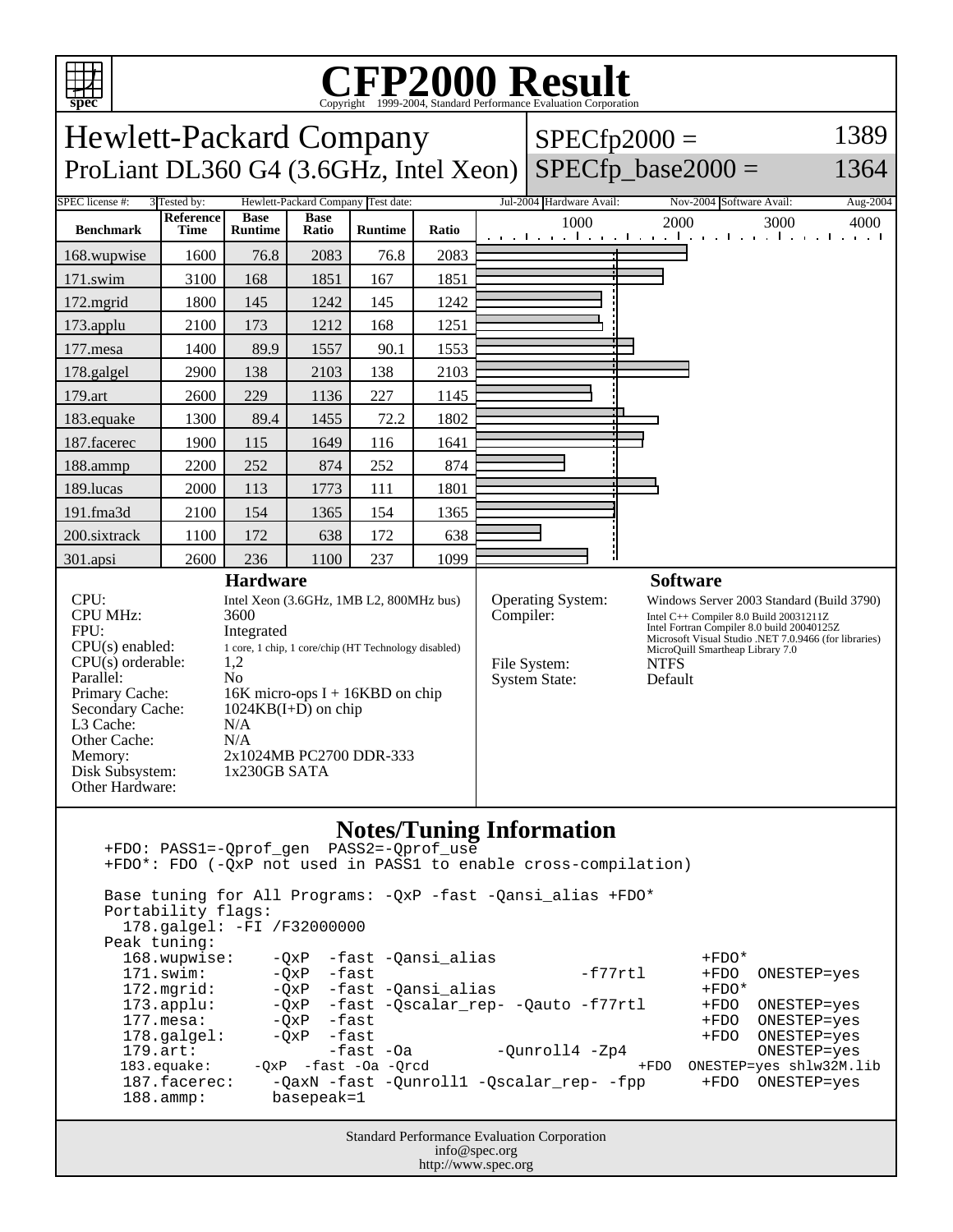# CFP2000 Result

Copyright 1999-2004, Standard Performance Evaluation Corporation

## Hewlett-Packard Company
## ProLiant DL360 G4 (3.6GHz, Intel Xeon)

SPECfp2000 = 1389

SPECfp_base2000 = 1364

| SPEC license #: | 3 | Tested by: | Hewlett-Packard Company | Test date: | Jul-2004 | Hardware Avail: | Nov-2004 | Software Avail: | Aug-2004 |
|---|---|---|---|---|---|---|---|---|---|

| Benchmark | Reference Time | Base Runtime | Base Ratio | Runtime | Ratio |
|---|---|---|---|---|---|
| 168.wupwise | 1600 | 76.8 | 2083 | 76.8 | 2083 |
| 171.swim | 3100 | 168 | 1851 | 167 | 1851 |
| 172.mgrid | 1800 | 145 | 1242 | 145 | 1242 |
| 173.applu | 2100 | 173 | 1212 | 168 | 1251 |
| 177.mesa | 1400 | 89.9 | 1557 | 90.1 | 1553 |
| 178.galgel | 2900 | 138 | 2103 | 138 | 2103 |
| 179.art | 2600 | 229 | 1136 | 227 | 1145 |
| 183.equake | 1300 | 89.4 | 1455 | 72.2 | 1802 |
| 187.facerec | 1900 | 115 | 1649 | 116 | 1641 |
| 188.ammp | 2200 | 252 | 874 | 252 | 874 |
| 189.lucas | 2000 | 113 | 1773 | 111 | 1801 |
| 191.fma3d | 2100 | 154 | 1365 | 154 | 1365 |
| 200.sixtrack | 1100 | 172 | 638 | 172 | 638 |
| 301.apsi | 2600 | 236 | 1100 | 237 | 1099 |

### Hardware

| | |
|---|---|
| CPU: | Intel Xeon (3.6GHz, 1MB L2, 800MHz bus) |
| CPU MHz: | 3600 |
| FPU: | Integrated |
| CPU(s) enabled: | 1 core, 1 chip, 1 core/chip (HT Technology disabled) |
| CPU(s) orderable: | 1,2 |
| Parallel: | No |
| Primary Cache: | 16K micro-ops I + 16KBD on chip |
| Secondary Cache: | 1024KB(I+D) on chip |
| L3 Cache: | N/A |
| Other Cache: | N/A |
| Memory: | 2x1024MB PC2700 DDR-333 |
| Disk Subsystem: | 1x230GB SATA |
| Other Hardware: | |

### Software

| | |
|---|---|
| Operating System: | Windows Server 2003 Standard (Build 3790) |
| Compiler: | Intel C++ Compiler 8.0 Build 20031211Z<br>Intel Fortran Compiler 8.0 build 20040125Z<br>Microsoft Visual Studio .NET 7.0.9466 (for libraries)<br>MicroQuill Smartheap Library 7.0 |
| File System: | NTFS |
| System State: | Default |

### Notes/Tuning Information

```
+FDO: PASS1=-Qprof_gen  PASS2=-Qprof_use
+FDO*: FDO (-QxP not used in PASS1 to enable cross-compilation)

Base tuning for All Programs: -QxP -fast -Qansi_alias +FDO*
Portability flags:
  178.galgel: -FI /F32000000
Peak tuning:
  168.wupwise:    -QxP  -fast -Qansi_alias                        +FDO*
  171.swim:       -QxP  -fast                        -f77rtl      +FDO  ONESTEP=yes
  172.mgrid:      -QxP  -fast -Qansi_alias                        +FDO*
  173.applu:      -QxP  -fast -Qscalar_rep- -Qauto -f77rtl        +FDO  ONESTEP=yes
  177.mesa:       -QxP  -fast                                     +FDO  ONESTEP=yes
  178.galgel:     -QxP  -fast                                     +FDO  ONESTEP=yes
  179.art:              -fast -Oa         -Qunroll4 -Zp4                ONESTEP=yes
  183.equake:     -QxP  -fast -Oa -Qrcd                      +FDO  ONESTEP=yes shlw32M.lib
  187.facerec:    -QaxN -fast -Qunroll1 -Qscalar_rep- -fpp        +FDO  ONESTEP=yes
  188.ammp:       basepeak=1
```

Standard Performance Evaluation Corporation
info@spec.org
http://www.spec.org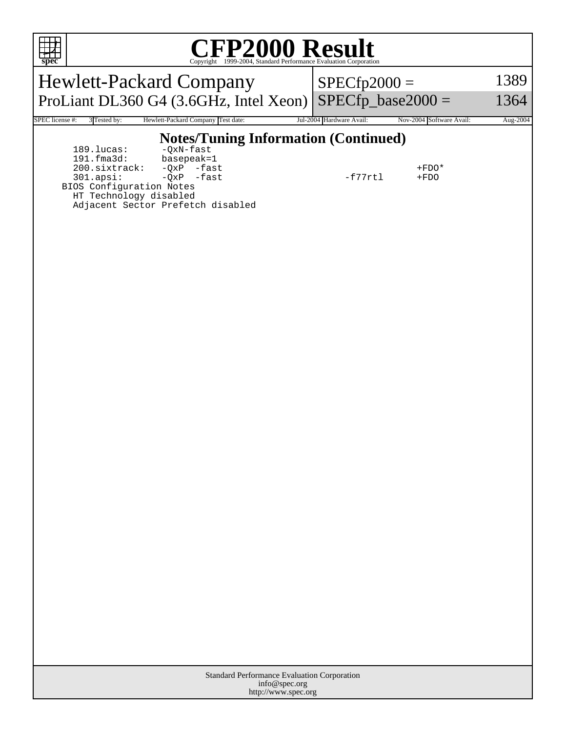# CFP2000 Result

Copyright 1999-2004, Standard Performance Evaluation Corporation

| | | | |
|---|---|---|---|
| Hewlett-Packard Company | | SPECfp2000 = | 1389 |
| ProLiant DL360 G4 (3.6GHz, Intel Xeon) | | SPECfp_base2000 = | 1364 |

| | | | | | | | | | |
|---|---|---|---|---|---|---|---|---|---|
| SPEC license #: | 3 | Tested by: | Hewlett-Packard Company | Test date: | Jul-2004 | Hardware Avail: | Nov-2004 | Software Avail: | Aug-2004 |

## Notes/Tuning Information (Continued)

```
    189.lucas:      -QxN-fast
    191.fma3d:      basepeak=1
    200.sixtrack:   -QxP  -fast                                  +FDO*
    301.apsi:       -QxP  -fast                      -f77rtl     +FDO
  BIOS Configuration Notes
    HT Technology disabled
    Adjacent Sector Prefetch disabled
```

Standard Performance Evaluation Corporation
info@spec.org
http://www.spec.org